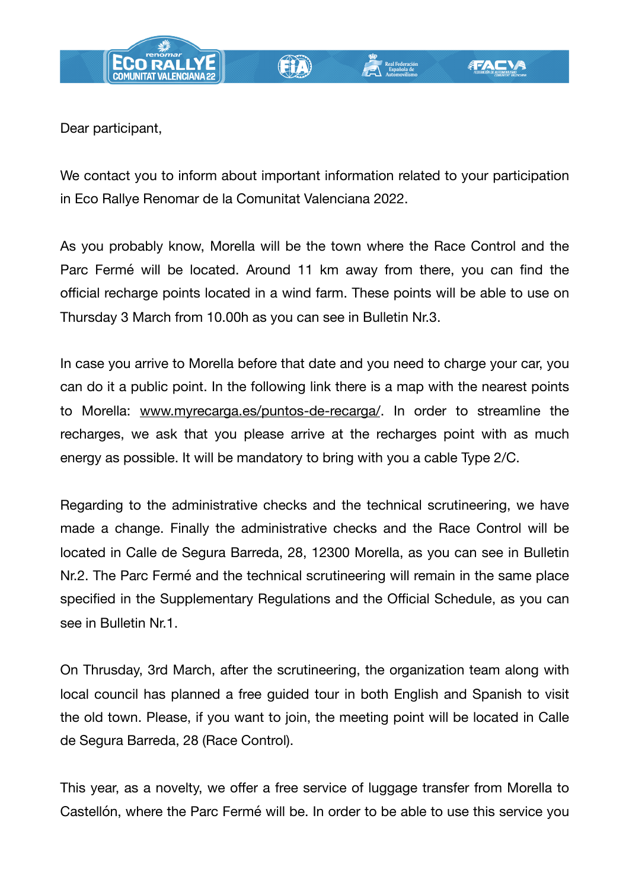Dear participant,

We contact you to inform about important information related to your participation in Eco Rallye Renomar de la Comunitat Valenciana 2022.

As you probably know, Morella will be the town where the Race Control and the Parc Fermé will be located. Around 11 km away from there, you can find the official recharge points located in a wind farm. These points will be able to use on Thursday 3 March from 10.00h as you can see in Bulletin Nr.3.

In case you arrive to Morella before that date and you need to charge your car, you can do it a public point. In the following link there is a map with the nearest points to Morella: www.myrecarga.es/puntos-de-recarga/. In order to streamline the recharges, we ask that you please arrive at the recharges point with as much energy as possible. It will be mandatory to bring with you a cable Type 2/C.

Regarding to the administrative checks and the technical scrutineering, we have made a change. Finally the administrative checks and the Race Control will be located in Calle de Segura Barreda, 28, 12300 Morella, as you can see in Bulletin Nr.2. The Parc Fermé and the technical scrutineering will remain in the same place specified in the Supplementary Regulations and the Official Schedule, as you can see in Bulletin Nr.1.

On Thrusday, 3rd March, after the scrutineering, the organization team along with local council has planned a free guided tour in both English and Spanish to visit the old town. Please, if you want to join, the meeting point will be located in Calle de Segura Barreda, 28 (Race Control).

This year, as a novelty, we offer a free service of luggage transfer from Morella to Castellón, where the Parc Fermé will be. In order to be able to use this service you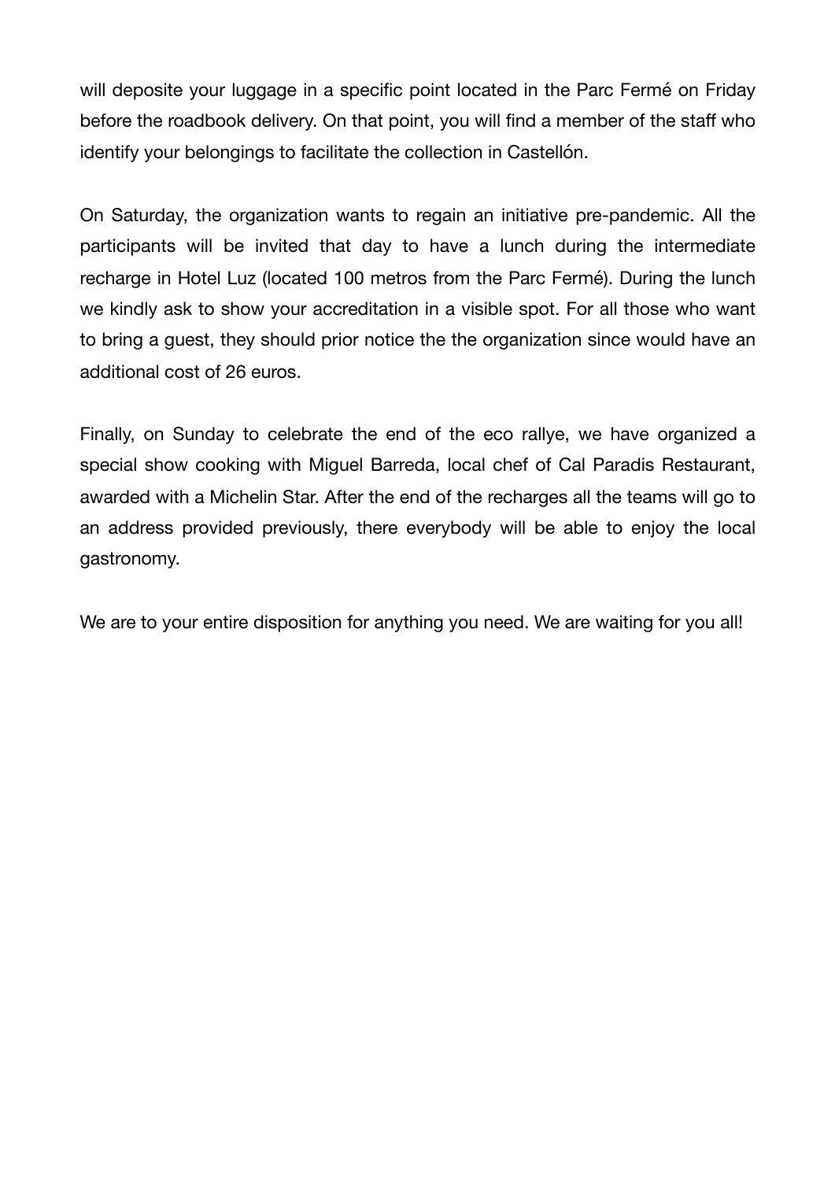will deposite your luggage in a specific point located in the Parc Fermé on Friday before the roadbook delivery. On that point, you will find a member of the staff who identify your belongings to facilitate the collection in Castellón.

On Saturday, the organization wants to regain an initiative pre-pandemic. All the participants will be invited that day to have a lunch during the intermediate recharge in Hotel Luz (located 100 metros from the Parc Fermé). During the lunch we kindly ask to show your accreditation in a visible spot. For all those who want to bring a guest, they should prior notice the the organization since would have an additional cost of 26 euros.

Finally, on Sunday to celebrate the end of the eco rallye, we have organized a special show cooking with Miguel Barreda, local chef of Cal Paradis Restaurant, awarded with a Michelin Star. After the end of the recharges all the teams will go to an address provided previously, there everybody will be able to enjoy the local gastronomy.

We are to your entire disposition for anything you need. We are waiting for you all!